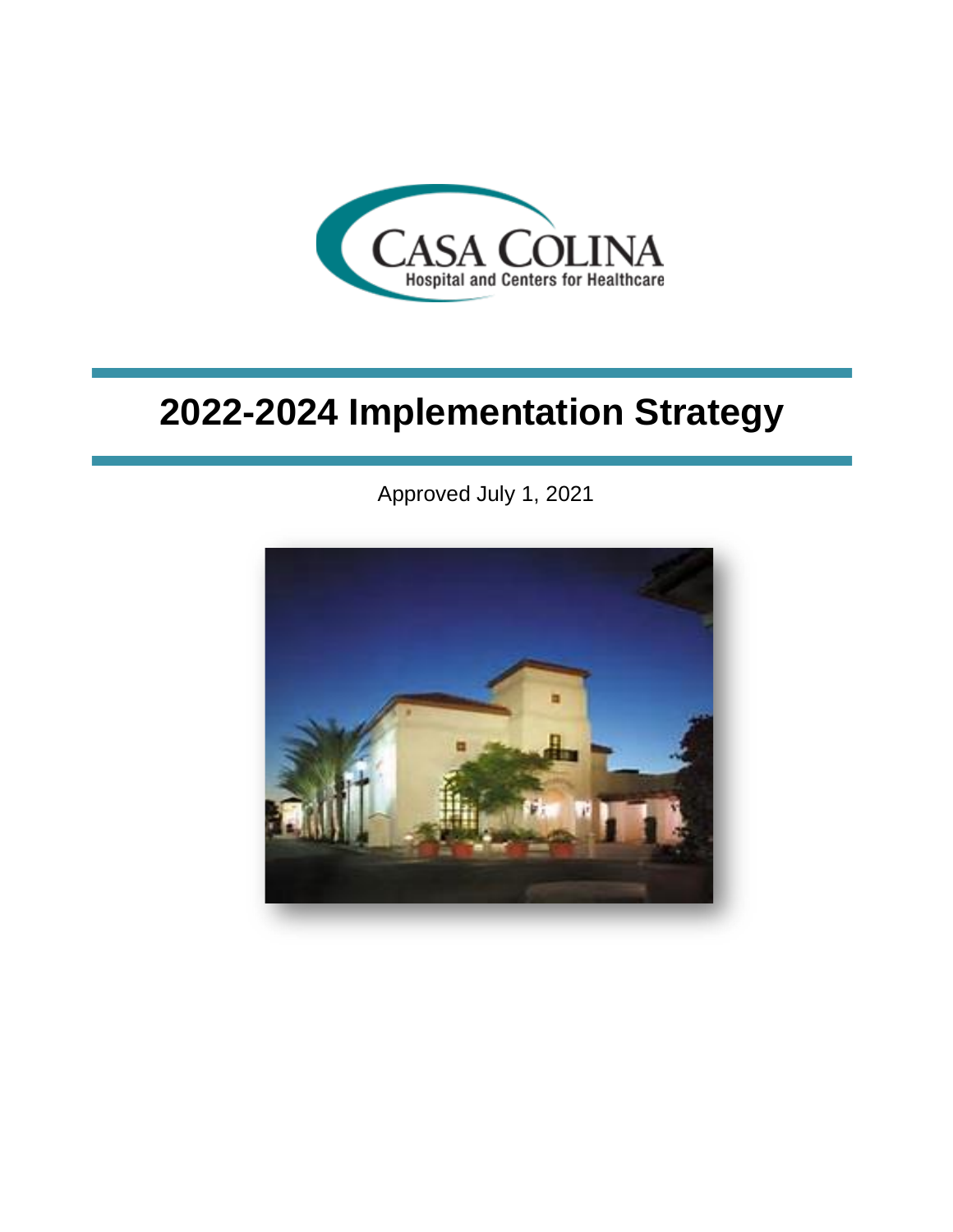CASA COLINA
Hospital and Centers for Healthcare

# 2022-2024 Implementation Strategy

Approved July 1, 2021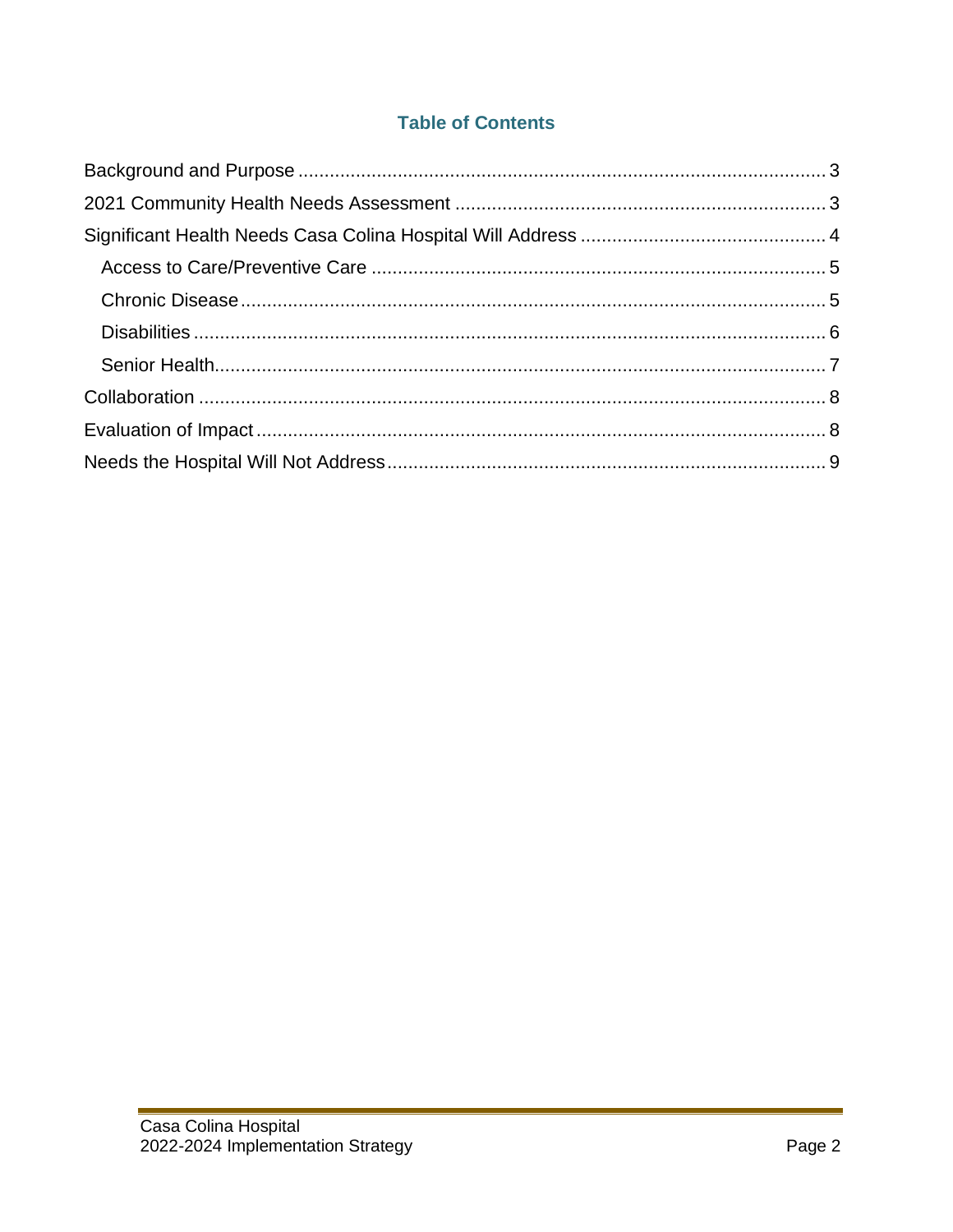## Table of Contents

- Background and Purpose ... 3
- 2021 Community Health Needs Assessment ... 3
- Significant Health Needs Casa Colina Hospital Will Address ... 4
  - Access to Care/Preventive Care ... 5
  - Chronic Disease ... 5
  - Disabilities ... 6
  - Senior Health ... 7
- Collaboration ... 8
- Evaluation of Impact ... 8
- Needs the Hospital Will Not Address ... 9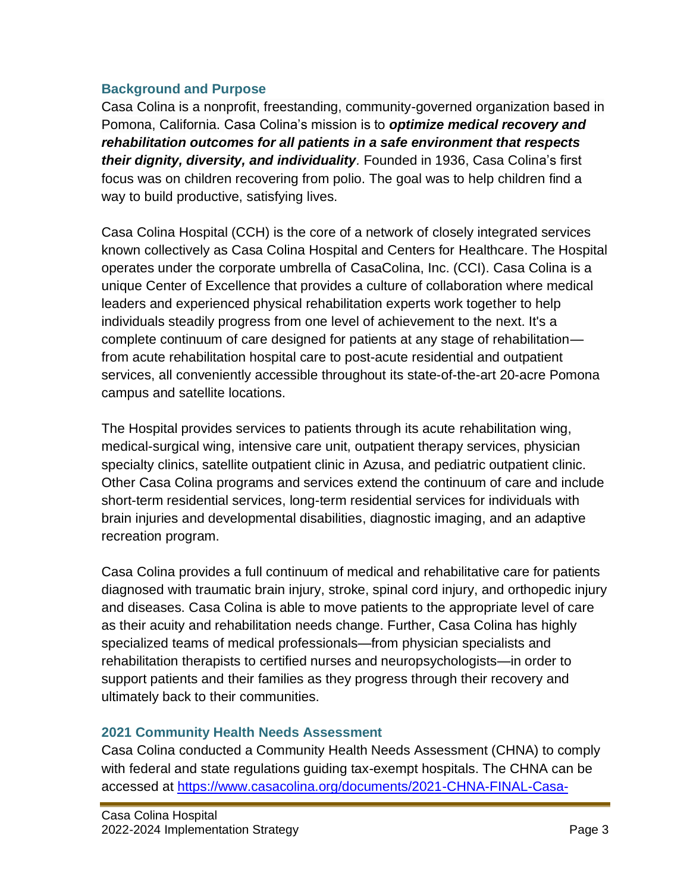## Background and Purpose

Casa Colina is a nonprofit, freestanding, community-governed organization based in Pomona, California. Casa Colina's mission is to ***optimize medical recovery and rehabilitation outcomes for all patients in a safe environment that respects their dignity, diversity, and individuality***. Founded in 1936, Casa Colina's first focus was on children recovering from polio. The goal was to help children find a way to build productive, satisfying lives.

Casa Colina Hospital (CCH) is the core of a network of closely integrated services known collectively as Casa Colina Hospital and Centers for Healthcare. The Hospital operates under the corporate umbrella of CasaColina, Inc. (CCI). Casa Colina is a unique Center of Excellence that provides a culture of collaboration where medical leaders and experienced physical rehabilitation experts work together to help individuals steadily progress from one level of achievement to the next. It's a complete continuum of care designed for patients at any stage of rehabilitation—from acute rehabilitation hospital care to post-acute residential and outpatient services, all conveniently accessible throughout its state-of-the-art 20-acre Pomona campus and satellite locations.

The Hospital provides services to patients through its acute rehabilitation wing, medical-surgical wing, intensive care unit, outpatient therapy services, physician specialty clinics, satellite outpatient clinic in Azusa, and pediatric outpatient clinic. Other Casa Colina programs and services extend the continuum of care and include short-term residential services, long-term residential services for individuals with brain injuries and developmental disabilities, diagnostic imaging, and an adaptive recreation program.

Casa Colina provides a full continuum of medical and rehabilitative care for patients diagnosed with traumatic brain injury, stroke, spinal cord injury, and orthopedic injury and diseases. Casa Colina is able to move patients to the appropriate level of care as their acuity and rehabilitation needs change. Further, Casa Colina has highly specialized teams of medical professionals—from physician specialists and rehabilitation therapists to certified nurses and neuropsychologists—in order to support patients and their families as they progress through their recovery and ultimately back to their communities.

## 2021 Community Health Needs Assessment

Casa Colina conducted a Community Health Needs Assessment (CHNA) to comply with federal and state regulations guiding tax-exempt hospitals. The CHNA can be accessed at https://www.casacolina.org/documents/2021-CHNA-FINAL-Casa-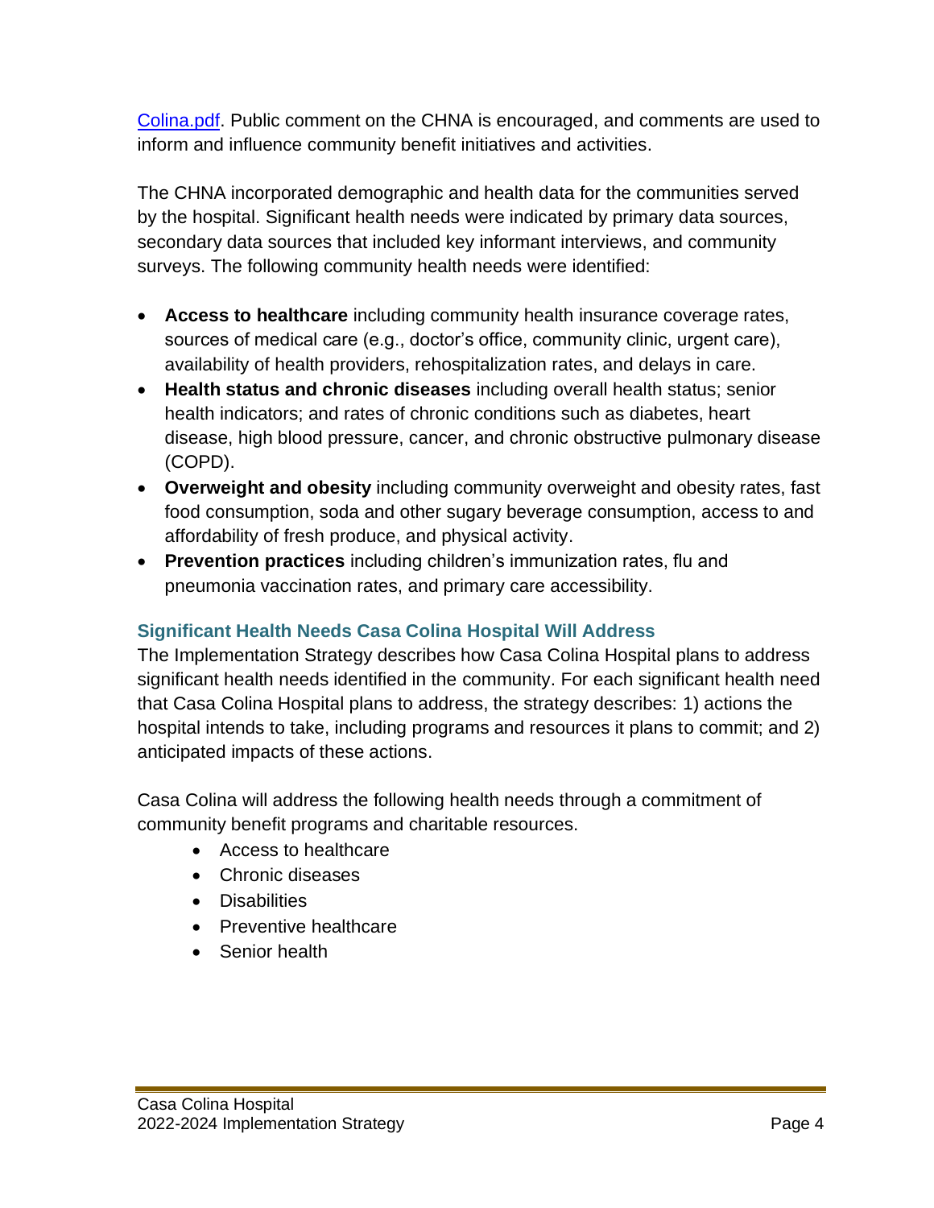Colina.pdf. Public comment on the CHNA is encouraged, and comments are used to inform and influence community benefit initiatives and activities.

The CHNA incorporated demographic and health data for the communities served by the hospital. Significant health needs were indicated by primary data sources, secondary data sources that included key informant interviews, and community surveys. The following community health needs were identified:

- **Access to healthcare** including community health insurance coverage rates, sources of medical care (e.g., doctor's office, community clinic, urgent care), availability of health providers, rehospitalization rates, and delays in care.
- **Health status and chronic diseases** including overall health status; senior health indicators; and rates of chronic conditions such as diabetes, heart disease, high blood pressure, cancer, and chronic obstructive pulmonary disease (COPD).
- **Overweight and obesity** including community overweight and obesity rates, fast food consumption, soda and other sugary beverage consumption, access to and affordability of fresh produce, and physical activity.
- **Prevention practices** including children's immunization rates, flu and pneumonia vaccination rates, and primary care accessibility.

### Significant Health Needs Casa Colina Hospital Will Address

The Implementation Strategy describes how Casa Colina Hospital plans to address significant health needs identified in the community. For each significant health need that Casa Colina Hospital plans to address, the strategy describes: 1) actions the hospital intends to take, including programs and resources it plans to commit; and 2) anticipated impacts of these actions.

Casa Colina will address the following health needs through a commitment of community benefit programs and charitable resources.

- Access to healthcare
- Chronic diseases
- Disabilities
- Preventive healthcare
- Senior health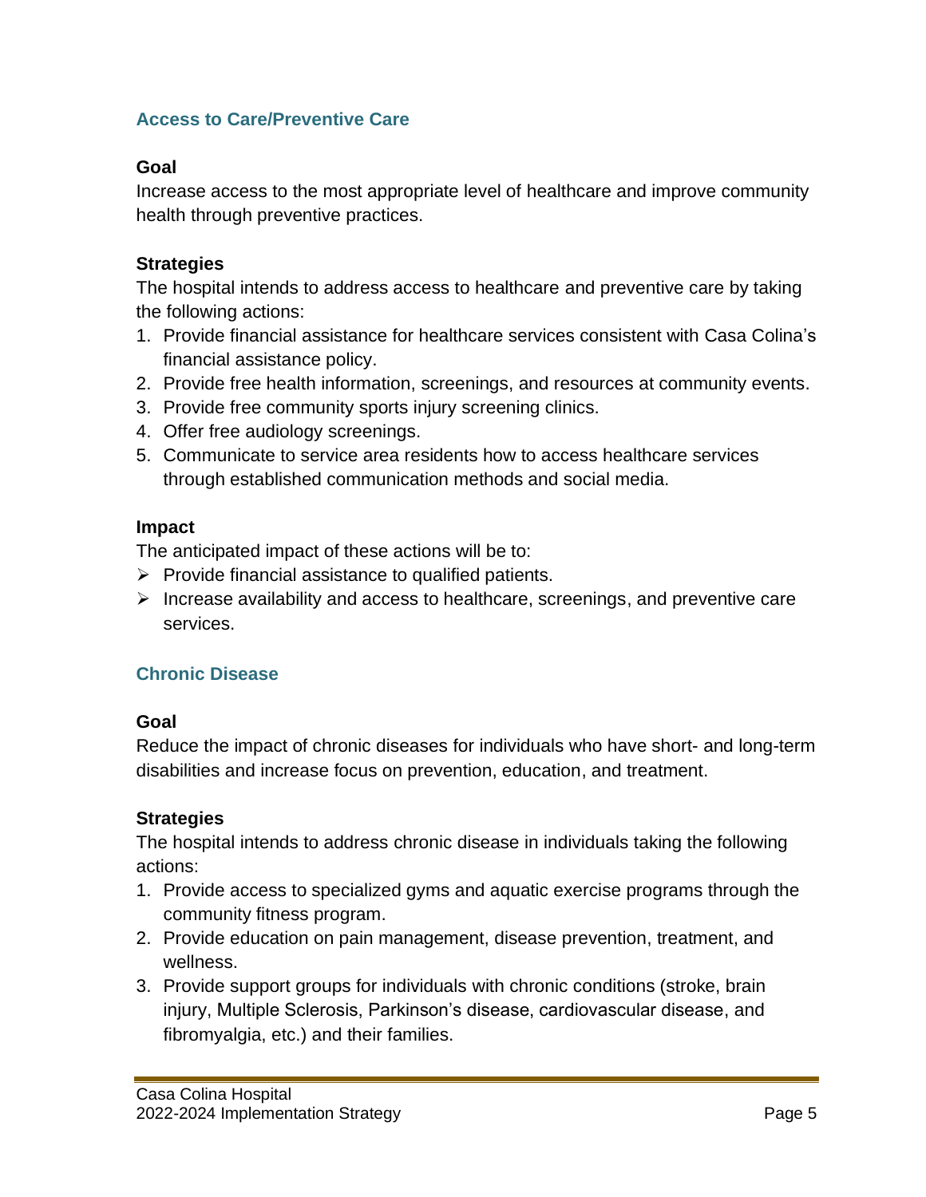## Access to Care/Preventive Care

### Goal

Increase access to the most appropriate level of healthcare and improve community health through preventive practices.

### Strategies

The hospital intends to address access to healthcare and preventive care by taking the following actions:

1. Provide financial assistance for healthcare services consistent with Casa Colina's financial assistance policy.
2. Provide free health information, screenings, and resources at community events.
3. Provide free community sports injury screening clinics.
4. Offer free audiology screenings.
5. Communicate to service area residents how to access healthcare services through established communication methods and social media.

### Impact

The anticipated impact of these actions will be to:

- Provide financial assistance to qualified patients.
- Increase availability and access to healthcare, screenings, and preventive care services.

## Chronic Disease

### Goal

Reduce the impact of chronic diseases for individuals who have short- and long-term disabilities and increase focus on prevention, education, and treatment.

### Strategies

The hospital intends to address chronic disease in individuals taking the following actions:

1. Provide access to specialized gyms and aquatic exercise programs through the community fitness program.
2. Provide education on pain management, disease prevention, treatment, and wellness.
3. Provide support groups for individuals with chronic conditions (stroke, brain injury, Multiple Sclerosis, Parkinson's disease, cardiovascular disease, and fibromyalgia, etc.) and their families.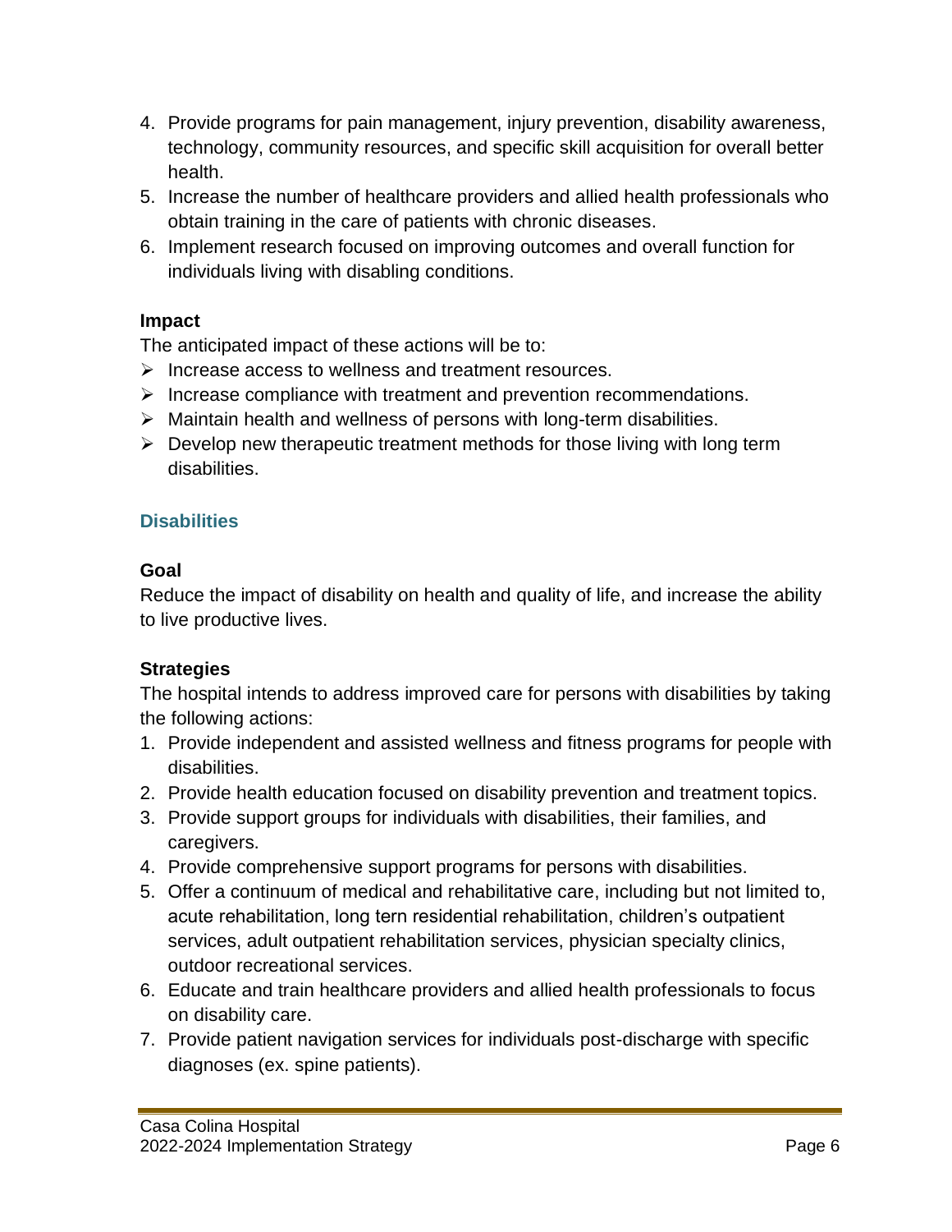4. Provide programs for pain management, injury prevention, disability awareness, technology, community resources, and specific skill acquisition for overall better health.
5. Increase the number of healthcare providers and allied health professionals who obtain training in the care of patients with chronic diseases.
6. Implement research focused on improving outcomes and overall function for individuals living with disabling conditions.

**Impact**

The anticipated impact of these actions will be to:

- Increase access to wellness and treatment resources.
- Increase compliance with treatment and prevention recommendations.
- Maintain health and wellness of persons with long-term disabilities.
- Develop new therapeutic treatment methods for those living with long term disabilities.

## Disabilities

**Goal**

Reduce the impact of disability on health and quality of life, and increase the ability to live productive lives.

**Strategies**

The hospital intends to address improved care for persons with disabilities by taking the following actions:

1. Provide independent and assisted wellness and fitness programs for people with disabilities.
2. Provide health education focused on disability prevention and treatment topics.
3. Provide support groups for individuals with disabilities, their families, and caregivers.
4. Provide comprehensive support programs for persons with disabilities.
5. Offer a continuum of medical and rehabilitative care, including but not limited to, acute rehabilitation, long tern residential rehabilitation, children's outpatient services, adult outpatient rehabilitation services, physician specialty clinics, outdoor recreational services.
6. Educate and train healthcare providers and allied health professionals to focus on disability care.
7. Provide patient navigation services for individuals post-discharge with specific diagnoses (ex. spine patients).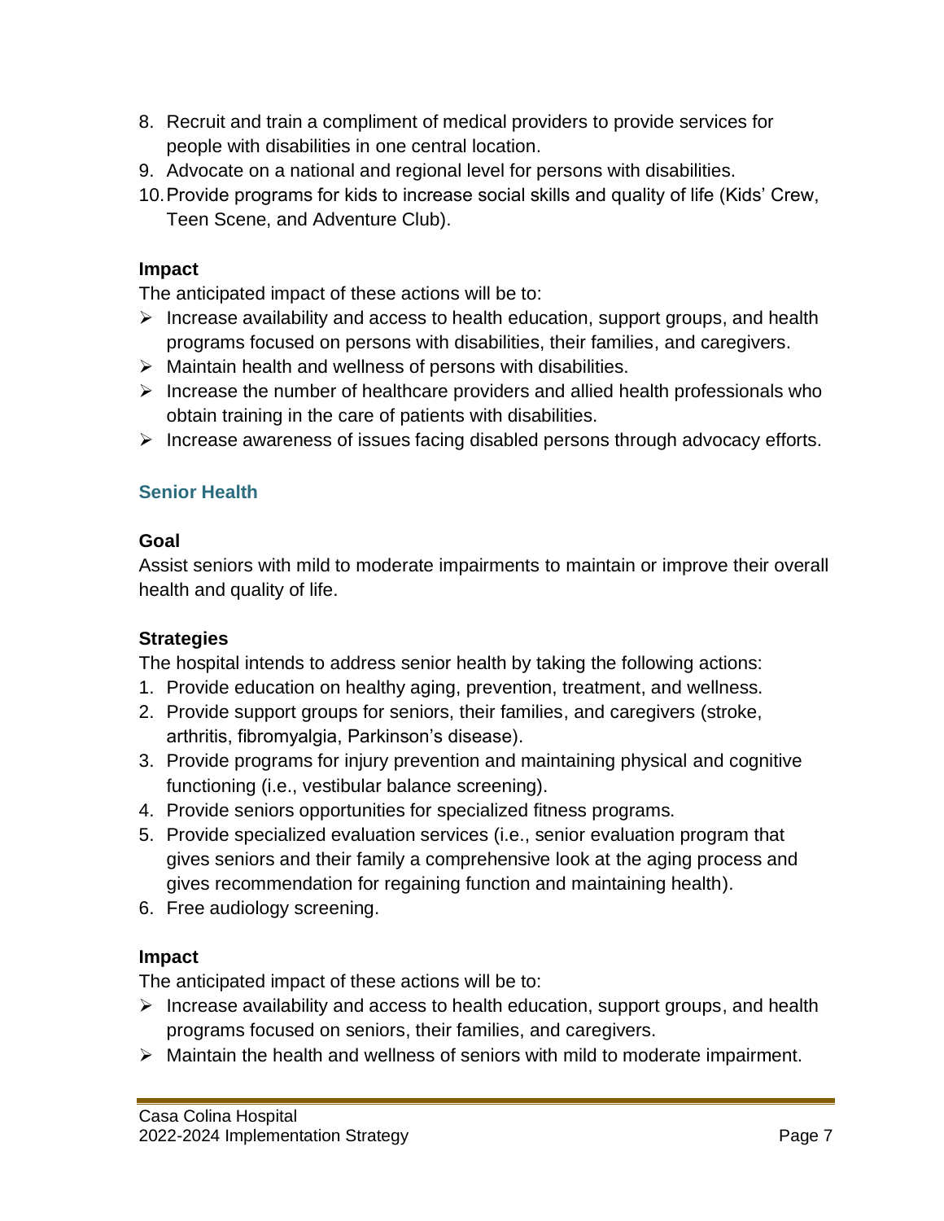8. Recruit and train a compliment of medical providers to provide services for people with disabilities in one central location.
9. Advocate on a national and regional level for persons with disabilities.
10. Provide programs for kids to increase social skills and quality of life (Kids' Crew, Teen Scene, and Adventure Club).

**Impact**

The anticipated impact of these actions will be to:

- Increase availability and access to health education, support groups, and health programs focused on persons with disabilities, their families, and caregivers.
- Maintain health and wellness of persons with disabilities.
- Increase the number of healthcare providers and allied health professionals who obtain training in the care of patients with disabilities.
- Increase awareness of issues facing disabled persons through advocacy efforts.

### Senior Health

**Goal**

Assist seniors with mild to moderate impairments to maintain or improve their overall health and quality of life.

**Strategies**

The hospital intends to address senior health by taking the following actions:

1. Provide education on healthy aging, prevention, treatment, and wellness.
2. Provide support groups for seniors, their families, and caregivers (stroke, arthritis, fibromyalgia, Parkinson's disease).
3. Provide programs for injury prevention and maintaining physical and cognitive functioning (i.e., vestibular balance screening).
4. Provide seniors opportunities for specialized fitness programs.
5. Provide specialized evaluation services (i.e., senior evaluation program that gives seniors and their family a comprehensive look at the aging process and gives recommendation for regaining function and maintaining health).
6. Free audiology screening.

**Impact**

The anticipated impact of these actions will be to:

- Increase availability and access to health education, support groups, and health programs focused on seniors, their families, and caregivers.
- Maintain the health and wellness of seniors with mild to moderate impairment.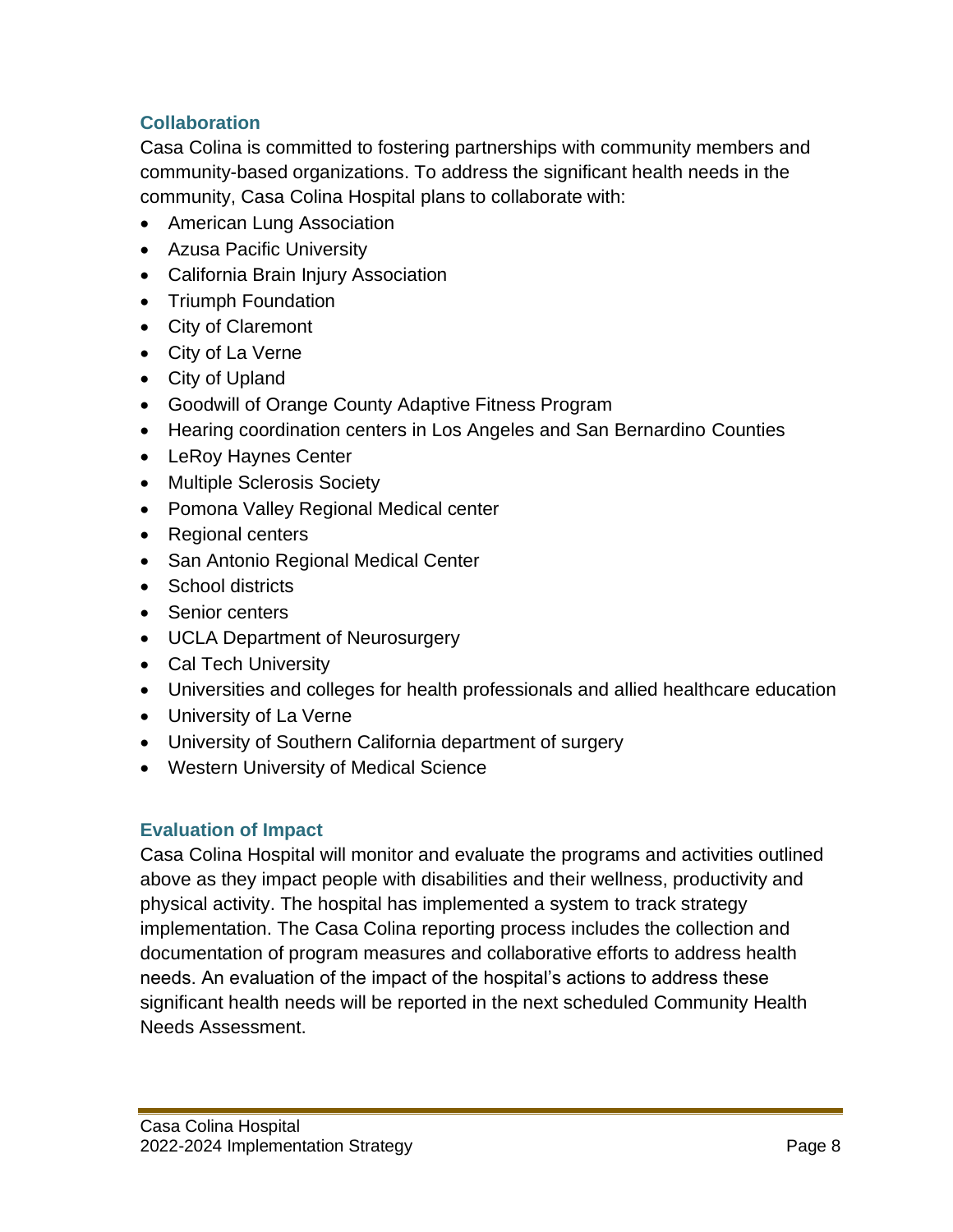## Collaboration

Casa Colina is committed to fostering partnerships with community members and community-based organizations. To address the significant health needs in the community, Casa Colina Hospital plans to collaborate with:

- American Lung Association
- Azusa Pacific University
- California Brain Injury Association
- Triumph Foundation
- City of Claremont
- City of La Verne
- City of Upland
- Goodwill of Orange County Adaptive Fitness Program
- Hearing coordination centers in Los Angeles and San Bernardino Counties
- LeRoy Haynes Center
- Multiple Sclerosis Society
- Pomona Valley Regional Medical center
- Regional centers
- San Antonio Regional Medical Center
- School districts
- Senior centers
- UCLA Department of Neurosurgery
- Cal Tech University
- Universities and colleges for health professionals and allied healthcare education
- University of La Verne
- University of Southern California department of surgery
- Western University of Medical Science

## Evaluation of Impact

Casa Colina Hospital will monitor and evaluate the programs and activities outlined above as they impact people with disabilities and their wellness, productivity and physical activity. The hospital has implemented a system to track strategy implementation. The Casa Colina reporting process includes the collection and documentation of program measures and collaborative efforts to address health needs. An evaluation of the impact of the hospital's actions to address these significant health needs will be reported in the next scheduled Community Health Needs Assessment.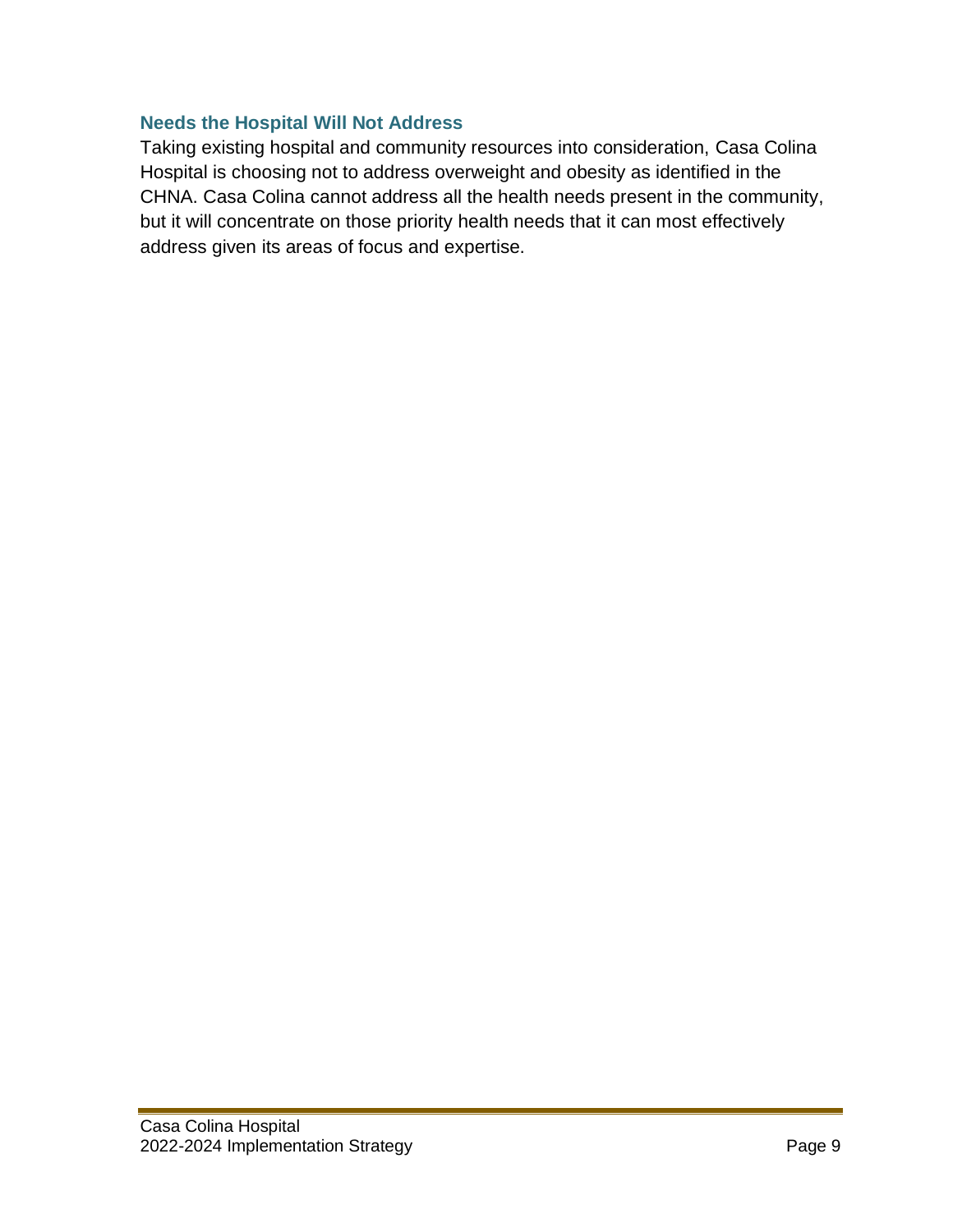## Needs the Hospital Will Not Address

Taking existing hospital and community resources into consideration, Casa Colina Hospital is choosing not to address overweight and obesity as identified in the CHNA. Casa Colina cannot address all the health needs present in the community, but it will concentrate on those priority health needs that it can most effectively address given its areas of focus and expertise.